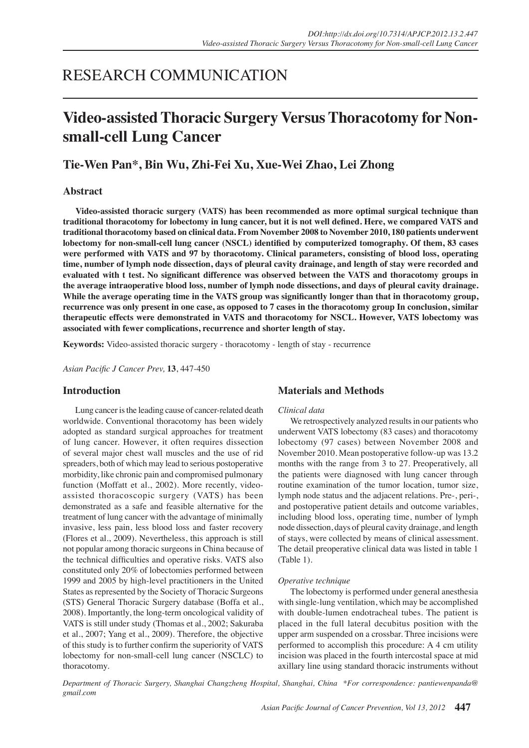# RESEARCH COMMUNICATION

# Video-assisted Thoracic Surgery Versus Thoracotomy for Non-small-cell Lung Cancer

**Tie-Wen Pan\*, Bin Wu, Zhi-Fei Xu, Xue-Wei Zhao, Lei Zhong**

## Abstract

**Video-assisted thoracic surgery (VATS) has been recommended as more optimal surgical technique than traditional thoracotomy for lobectomy in lung cancer, but it is not well defined. Here, we compared VATS and traditional thoracotomy based on clinical data. From November 2008 to November 2010, 180 patients underwent lobectomy for non-small-cell lung cancer (NSCL) identified by computerized tomography. Of them, 83 cases were performed with VATS and 97 by thoracotomy. Clinical parameters, consisting of blood loss, operating time, number of lymph node dissection, days of pleural cavity drainage, and length of stay were recorded and evaluated with t test. No significant difference was observed between the VATS and thoracotomy groups in the average intraoperative blood loss, number of lymph node dissections, and days of pleural cavity drainage. While the average operating time in the VATS group was significantly longer than that in thoracotomy group, recurrence was only present in one case, as opposed to 7 cases in the thoracotomy group In conclusion, similar therapeutic effects were demonstrated in VATS and thoracotomy for NSCL. However, VATS lobectomy was associated with fewer complications, recurrence and shorter length of stay.**

**Keywords:** Video-assisted thoracic surgery - thoracotomy - length of stay - recurrence

*Asian Pacific J Cancer Prev,* **13**, 447-450

## Introduction

Lung cancer is the leading cause of cancer-related death worldwide. Conventional thoracotomy has been widely adopted as standard surgical approaches for treatment of lung cancer. However, it often requires dissection of several major chest wall muscles and the use of rid spreaders, both of which may lead to serious postoperative morbidity, like chronic pain and compromised pulmonary function (Moffatt et al., 2002). More recently, video-assisted thoracoscopic surgery (VATS) has been demonstrated as a safe and feasible alternative for the treatment of lung cancer with the advantage of minimally invasive, less pain, less blood loss and faster recovery (Flores et al., 2009). Nevertheless, this approach is still not popular among thoracic surgeons in China because of the technical difficulties and operative risks. VATS also constituted only 20% of lobectomies performed between 1999 and 2005 by high-level practitioners in the United States as represented by the Society of Thoracic Surgeons (STS) General Thoracic Surgery database (Boffa et al., 2008). Importantly, the long-term oncological validity of VATS is still under study (Thomas et al., 2002; Sakuraba et al., 2007; Yang et al., 2009). Therefore, the objective of this study is to further confirm the superiority of VATS lobectomy for non-small-cell lung cancer (NSCLC) to thoracotomy.

## Materials and Methods

*Clinical data*

We retrospectively analyzed results in our patients who underwent VATS lobectomy (83 cases) and thoracotomy lobectomy (97 cases) between November 2008 and November 2010. Mean postoperative follow-up was 13.2 months with the range from 3 to 27. Preoperatively, all the patients were diagnosed with lung cancer through routine examination of the tumor location, tumor size, lymph node status and the adjacent relations. Pre-, peri-, and postoperative patient details and outcome variables, including blood loss, operating time, number of lymph node dissection, days of pleural cavity drainage, and length of stays, were collected by means of clinical assessment. The detail preoperative clinical data was listed in table 1 (Table 1).

*Operative technique*

The lobectomy is performed under general anesthesia with single-lung ventilation, which may be accomplished with double-lumen endotracheal tubes. The patient is placed in the full lateral decubitus position with the upper arm suspended on a crossbar. Three incisions were performed to accomplish this procedure: A 4 cm utility incision was placed in the fourth intercostal space at mid axillary line using standard thoracic instruments without

Department of Thoracic Surgery, Shanghai Changzheng Hospital, Shanghai, China \*For correspondence: pantiewenpanda@gmail.com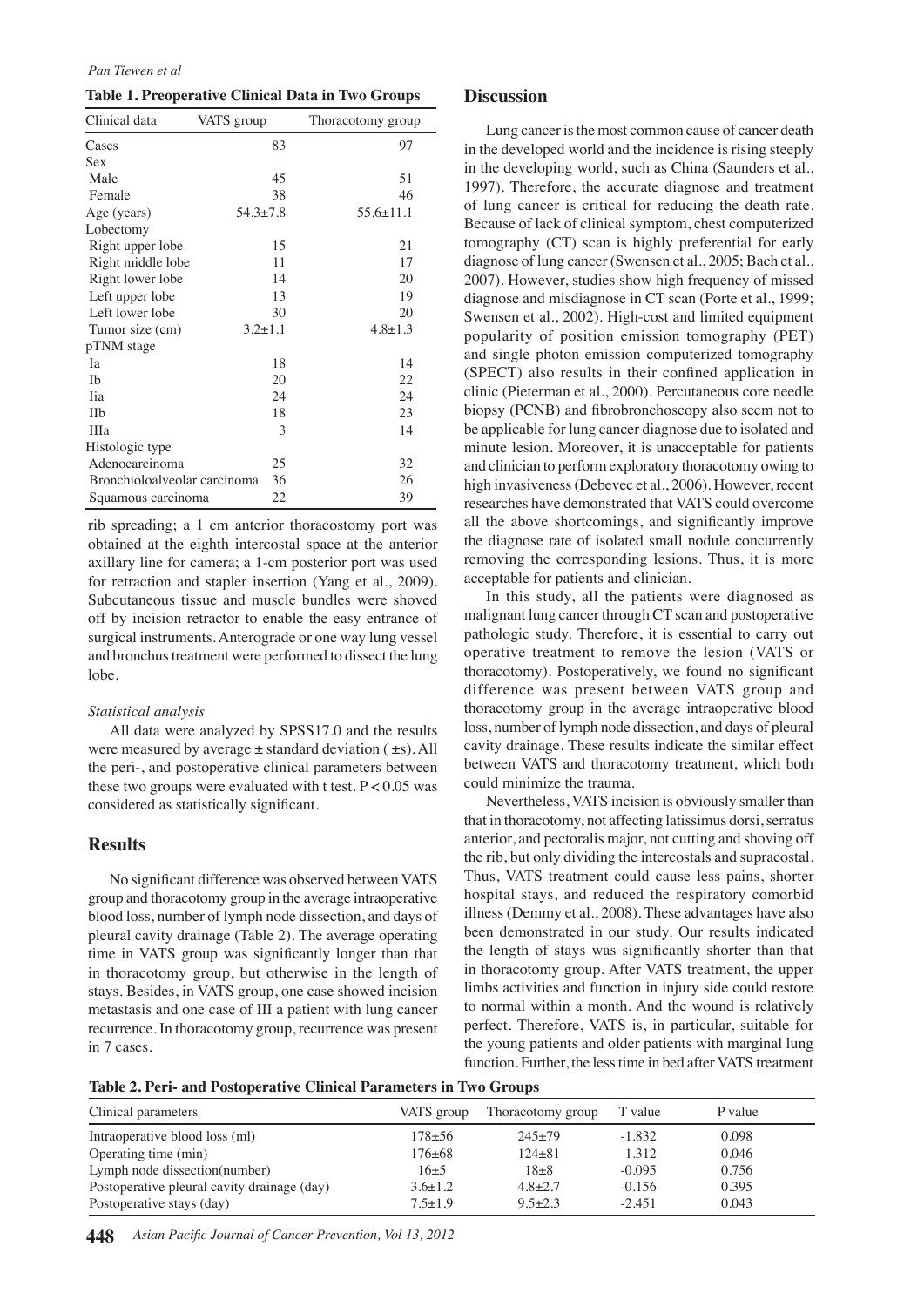**Table 1. Preoperative Clinical Data in Two Groups**

| Clinical data | VATS group | Thoracotomy group |
|---|---|---|
| Cases | 83 | 97 |
| Sex | | |
| Male | 45 | 51 |
| Female | 38 | 46 |
| Age (years) | 54.3±7.8 | 55.6±11.1 |
| Lobectomy | | |
| Right upper lobe | 15 | 21 |
| Right middle lobe | 11 | 17 |
| Right lower lobe | 14 | 20 |
| Left upper lobe | 13 | 19 |
| Left lower lobe | 30 | 20 |
| Tumor size (cm) | 3.2±1.1 | 4.8±1.3 |
| pTNM stage | | |
| Ia | 18 | 14 |
| Ib | 20 | 22 |
| Iia | 24 | 24 |
| IIb | 18 | 23 |
| IIIa | 3 | 14 |
| Histologic type | | |
| Adenocarcinoma | 25 | 32 |
| Bronchioloalveolar carcinoma | 36 | 26 |
| Squamous carcinoma | 22 | 39 |

rib spreading; a 1 cm anterior thoracostomy port was obtained at the eighth intercostal space at the anterior axillary line for camera; a 1-cm posterior port was used for retraction and stapler insertion (Yang et al., 2009). Subcutaneous tissue and muscle bundles were shoved off by incision retractor to enable the easy entrance of surgical instruments. Anterograde or one way lung vessel and bronchus treatment were performed to dissect the lung lobe.

*Statistical analysis*

All data were analyzed by SPSS17.0 and the results were measured by average ± standard deviation ( ±s). All the peri-, and postoperative clinical parameters between these two groups were evaluated with t test. $P < 0.05$ was considered as statistically significant.

## Results

No significant difference was observed between VATS group and thoracotomy group in the average intraoperative blood loss, number of lymph node dissection, and days of pleural cavity drainage (Table 2). The average operating time in VATS group was significantly longer than that in thoracotomy group, but otherwise in the length of stays. Besides, in VATS group, one case showed incision metastasis and one case of III a patient with lung cancer recurrence. In thoracotomy group, recurrence was present in 7 cases.

## Discussion

Lung cancer is the most common cause of cancer death in the developed world and the incidence is rising steeply in the developing world, such as China (Saunders et al., 1997). Therefore, the accurate diagnose and treatment of lung cancer is critical for reducing the death rate. Because of lack of clinical symptom, chest computerized tomography (CT) scan is highly preferential for early diagnose of lung cancer (Swensen et al., 2005; Bach et al., 2007). However, studies show high frequency of missed diagnose and misdiagnose in CT scan (Porte et al., 1999; Swensen et al., 2002). High-cost and limited equipment popularity of position emission tomography (PET) and single photon emission computerized tomography (SPECT) also results in their confined application in clinic (Pieterman et al., 2000). Percutaneous core needle biopsy (PCNB) and fibrobronchoscopy also seem not to be applicable for lung cancer diagnose due to isolated and minute lesion. Moreover, it is unacceptable for patients and clinician to perform exploratory thoracotomy owing to high invasiveness (Debevec et al., 2006). However, recent researches have demonstrated that VATS could overcome all the above shortcomings, and significantly improve the diagnose rate of isolated small nodule concurrently removing the corresponding lesions. Thus, it is more acceptable for patients and clinician.

In this study, all the patients were diagnosed as malignant lung cancer through CT scan and postoperative pathologic study. Therefore, it is essential to carry out operative treatment to remove the lesion (VATS or thoracotomy). Postoperatively, we found no significant difference was present between VATS group and thoracotomy group in the average intraoperative blood loss, number of lymph node dissection, and days of pleural cavity drainage. These results indicate the similar effect between VATS and thoracotomy treatment, which both could minimize the trauma.

Nevertheless, VATS incision is obviously smaller than that in thoracotomy, not affecting latissimus dorsi, serratus anterior, and pectoralis major, not cutting and shoving off the rib, but only dividing the intercostals and supracostal. Thus, VATS treatment could cause less pains, shorter hospital stays, and reduced the respiratory comorbid illness (Demmy et al., 2008). These advantages have also been demonstrated in our study. Our results indicated the length of stays was significantly shorter than that in thoracotomy group. After VATS treatment, the upper limbs activities and function in injury side could restore to normal within a month. And the wound is relatively perfect. Therefore, VATS is, in particular, suitable for the young patients and older patients with marginal lung function. Further, the less time in bed after VATS treatment

**Table 2. Peri- and Postoperative Clinical Parameters in Two Groups**

| Clinical parameters | VATS group | Thoracotomy group | T value | P value |
|---|---|---|---|---|
| Intraoperative blood loss (ml) | 178±56 | 245±79 | -1.832 | 0.098 |
| Operating time (min) | 176±68 | 124±81 | 1.312 | 0.046 |
| Lymph node dissection(number) | 16±5 | 18±8 | -0.095 | 0.756 |
| Postoperative pleural cavity drainage (day) | 3.6±1.2 | 4.8±2.7 | -0.156 | 0.395 |
| Postoperative stays (day) | 7.5±1.9 | 9.5±2.3 | -2.451 | 0.043 |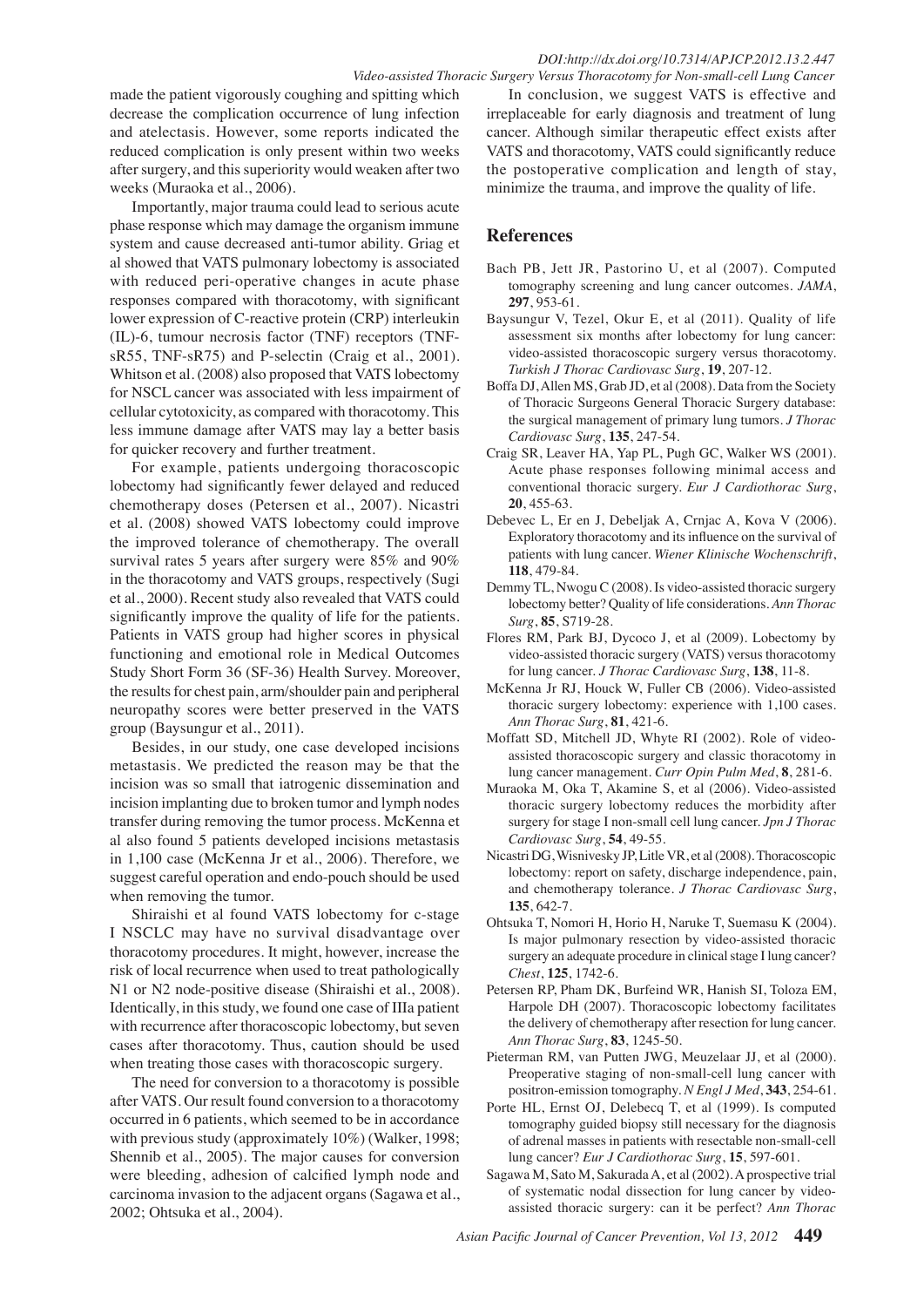made the patient vigorously coughing and spitting which decrease the complication occurrence of lung infection and atelectasis. However, some reports indicated the reduced complication is only present within two weeks after surgery, and this superiority would weaken after two weeks (Muraoka et al., 2006).

Importantly, major trauma could lead to serious acute phase response which may damage the organism immune system and cause decreased anti-tumor ability. Griag et al showed that VATS pulmonary lobectomy is associated with reduced peri-operative changes in acute phase responses compared with thoracotomy, with significant lower expression of C-reactive protein (CRP) interleukin (IL)-6, tumour necrosis factor (TNF) receptors (TNF-sR55, TNF-sR75) and P-selectin (Craig et al., 2001). Whitson et al. (2008) also proposed that VATS lobectomy for NSCL cancer was associated with less impairment of cellular cytotoxicity, as compared with thoracotomy. This less immune damage after VATS may lay a better basis for quicker recovery and further treatment.

For example, patients undergoing thoracoscopic lobectomy had significantly fewer delayed and reduced chemotherapy doses (Petersen et al., 2007). Nicastri et al. (2008) showed VATS lobectomy could improve the improved tolerance of chemotherapy. The overall survival rates 5 years after surgery were 85% and 90% in the thoracotomy and VATS groups, respectively (Sugi et al., 2000). Recent study also revealed that VATS could significantly improve the quality of life for the patients. Patients in VATS group had higher scores in physical functioning and emotional role in Medical Outcomes Study Short Form 36 (SF-36) Health Survey. Moreover, the results for chest pain, arm/shoulder pain and peripheral neuropathy scores were better preserved in the VATS group (Baysungur et al., 2011).

Besides, in our study, one case developed incisions metastasis. We predicted the reason may be that the incision was so small that iatrogenic dissemination and incision implanting due to broken tumor and lymph nodes transfer during removing the tumor process. McKenna et al also found 5 patients developed incisions metastasis in 1,100 case (McKenna Jr et al., 2006). Therefore, we suggest careful operation and endo-pouch should be used when removing the tumor.

Shiraishi et al found VATS lobectomy for c-stage I NSCLC may have no survival disadvantage over thoracotomy procedures. It might, however, increase the risk of local recurrence when used to treat pathologically N1 or N2 node-positive disease (Shiraishi et al., 2008). Identically, in this study, we found one case of IIIa patient with recurrence after thoracoscopic lobectomy, but seven cases after thoracotomy. Thus, caution should be used when treating those cases with thoracoscopic surgery.

The need for conversion to a thoracotomy is possible after VATS. Our result found conversion to a thoracotomy occurred in 6 patients, which seemed to be in accordance with previous study (approximately 10%) (Walker, 1998; Shennib et al., 2005). The major causes for conversion were bleeding, adhesion of calcified lymph node and carcinoma invasion to the adjacent organs (Sagawa et al., 2002; Ohtsuka et al., 2004).

In conclusion, we suggest VATS is effective and irreplaceable for early diagnosis and treatment of lung cancer. Although similar therapeutic effect exists after VATS and thoracotomy, VATS could significantly reduce the postoperative complication and length of stay, minimize the trauma, and improve the quality of life.

## References

Bach PB, Jett JR, Pastorino U, et al (2007). Computed tomography screening and lung cancer outcomes. *JAMA*, **297**, 953-61.

Baysungur V, Tezel, Okur E, et al (2011). Quality of life assessment six months after lobectomy for lung cancer: video-assisted thoracoscopic surgery versus thoracotomy. *Turkish J Thorac Cardiovasc Surg*, **19**, 207-12.

Boffa DJ, Allen MS, Grab JD, et al (2008). Data from the Society of Thoracic Surgeons General Thoracic Surgery database: the surgical management of primary lung tumors. *J Thorac Cardiovasc Surg*, **135**, 247-54.

Craig SR, Leaver HA, Yap PL, Pugh GC, Walker WS (2001). Acute phase responses following minimal access and conventional thoracic surgery. *Eur J Cardiothorac Surg*, **20**, 455-63.

Debevec L, Er en J, Debeljak A, Crnjac A, Kova V (2006). Exploratory thoracotomy and its influence on the survival of patients with lung cancer. *Wiener Klinische Wochenschrift*, **118**, 479-84.

Demmy TL, Nwogu C (2008). Is video-assisted thoracic surgery lobectomy better? Quality of life considerations. *Ann Thorac Surg*, **85**, S719-28.

Flores RM, Park BJ, Dycoco J, et al (2009). Lobectomy by video-assisted thoracic surgery (VATS) versus thoracotomy for lung cancer. *J Thorac Cardiovasc Surg*, **138**, 11-8.

McKenna Jr RJ, Houck W, Fuller CB (2006). Video-assisted thoracic surgery lobectomy: experience with 1,100 cases. *Ann Thorac Surg*, **81**, 421-6.

Moffatt SD, Mitchell JD, Whyte RI (2002). Role of video-assisted thoracoscopic surgery and classic thoracotomy in lung cancer management. *Curr Opin Pulm Med*, **8**, 281-6.

Muraoka M, Oka T, Akamine S, et al (2006). Video-assisted thoracic surgery lobectomy reduces the morbidity after surgery for stage I non-small cell lung cancer. *Jpn J Thorac Cardiovasc Surg*, **54**, 49-55.

Nicastri DG, Wisnivesky JP, Litle VR, et al (2008). Thoracoscopic lobectomy: report on safety, discharge independence, pain, and chemotherapy tolerance. *J Thorac Cardiovasc Surg*, **135**, 642-7.

Ohtsuka T, Nomori H, Horio H, Naruke T, Suemasu K (2004). Is major pulmonary resection by video-assisted thoracic surgery an adequate procedure in clinical stage I lung cancer? *Chest*, **125**, 1742-6.

Petersen RP, Pham DK, Burfeind WR, Hanish SI, Toloza EM, Harpole DH (2007). Thoracoscopic lobectomy facilitates the delivery of chemotherapy after resection for lung cancer. *Ann Thorac Surg*, **83**, 1245-50.

Pieterman RM, van Putten JWG, Meuzelaar JJ, et al (2000). Preoperative staging of non-small-cell lung cancer with positron-emission tomography. *N Engl J Med*, **343**, 254-61.

Porte HL, Ernst OJ, Delebecq T, et al (1999). Is computed tomography guided biopsy still necessary for the diagnosis of adrenal masses in patients with resectable non-small-cell lung cancer? *Eur J Cardiothorac Surg*, **15**, 597-601.

Sagawa M, Sato M, Sakurada A, et al (2002). A prospective trial of systematic nodal dissection for lung cancer by video-assisted thoracic surgery: can it be perfect? *Ann Thorac*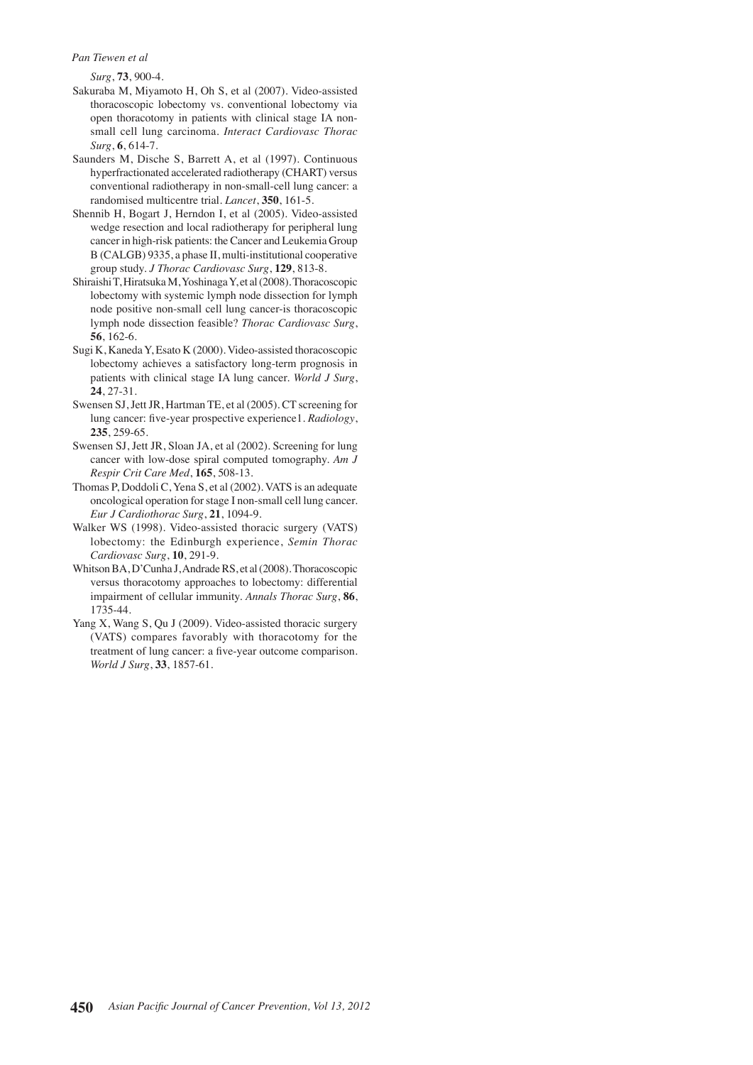*Surg*, **73**, 900-4.

Sakuraba M, Miyamoto H, Oh S, et al (2007). Video-assisted thoracoscopic lobectomy vs. conventional lobectomy via open thoracotomy in patients with clinical stage IA non-small cell lung carcinoma. *Interact Cardiovasc Thorac Surg*, **6**, 614-7.

Saunders M, Dische S, Barrett A, et al (1997). Continuous hyperfractionated accelerated radiotherapy (CHART) versus conventional radiotherapy in non-small-cell lung cancer: a randomised multicentre trial. *Lancet*, **350**, 161-5.

Shennib H, Bogart J, Herndon I, et al (2005). Video-assisted wedge resection and local radiotherapy for peripheral lung cancer in high-risk patients: the Cancer and Leukemia Group B (CALGB) 9335, a phase II, multi-institutional cooperative group study. *J Thorac Cardiovasc Surg*, **129**, 813-8.

Shiraishi T, Hiratsuka M, Yoshinaga Y, et al (2008). Thoracoscopic lobectomy with systemic lymph node dissection for lymph node positive non-small cell lung cancer-is thoracoscopic lymph node dissection feasible? *Thorac Cardiovasc Surg*, **56**, 162-6.

Sugi K, Kaneda Y, Esato K (2000). Video-assisted thoracoscopic lobectomy achieves a satisfactory long-term prognosis in patients with clinical stage IA lung cancer. *World J Surg*, **24**, 27-31.

Swensen SJ, Jett JR, Hartman TE, et al (2005). CT screening for lung cancer: five-year prospective experience1. *Radiology*, **235**, 259-65.

Swensen SJ, Jett JR, Sloan JA, et al (2002). Screening for lung cancer with low-dose spiral computed tomography. *Am J Respir Crit Care Med*, **165**, 508-13.

Thomas P, Doddoli C, Yena S, et al (2002). VATS is an adequate oncological operation for stage I non-small cell lung cancer. *Eur J Cardiothorac Surg*, **21**, 1094-9.

Walker WS (1998). Video-assisted thoracic surgery (VATS) lobectomy: the Edinburgh experience, *Semin Thorac Cardiovasc Surg*, **10**, 291-9.

Whitson BA, D'Cunha J, Andrade RS, et al (2008). Thoracoscopic versus thoracotomy approaches to lobectomy: differential impairment of cellular immunity. *Annals Thorac Surg*, **86**, 1735-44.

Yang X, Wang S, Qu J (2009). Video-assisted thoracic surgery (VATS) compares favorably with thoracotomy for the treatment of lung cancer: a five-year outcome comparison. *World J Surg*, **33**, 1857-61.